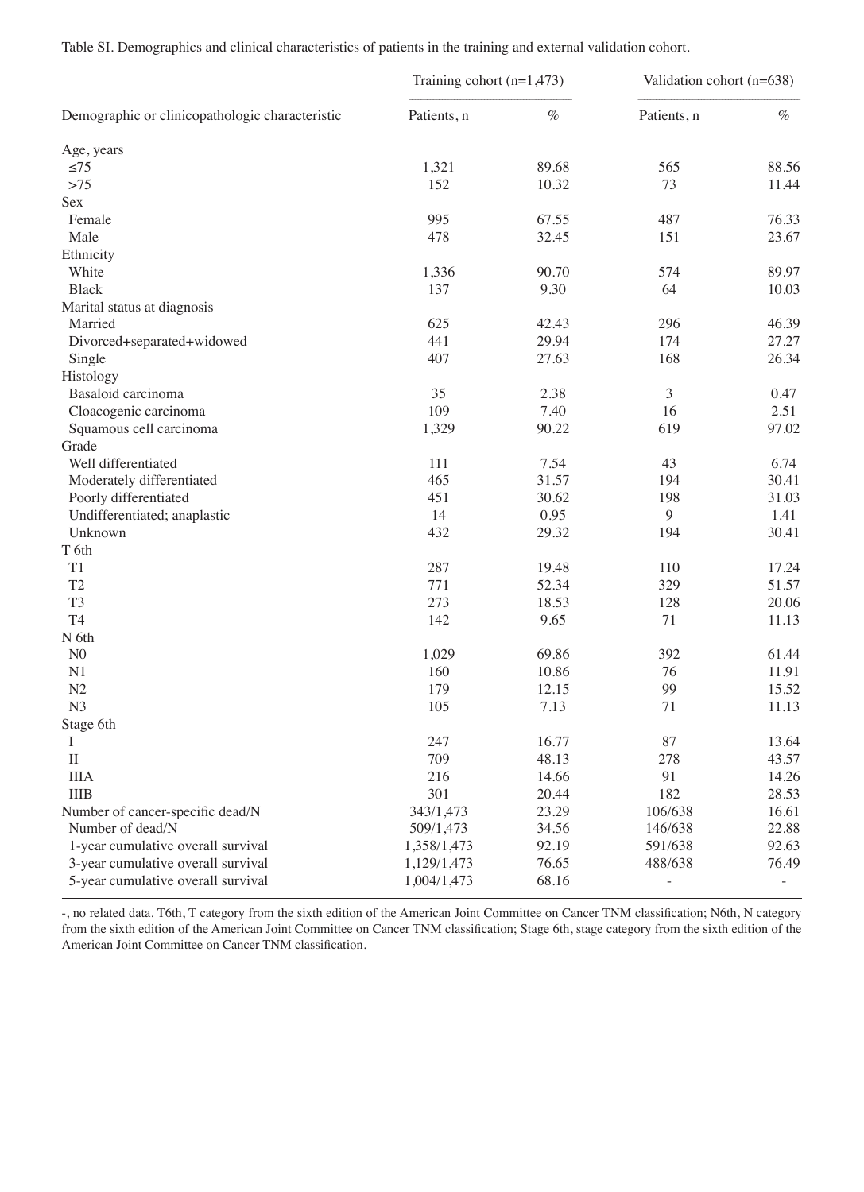Table SI. Demographics and clinical characteristics of patients in the training and external validation cohort.

| Demographic or clinicopathologic characteristic | Training cohort (n=1,473) | | Validation cohort (n=638) | |
|---|---|---|---|---|
| | Patients, n | % | Patients, n | % |
| Age, years | | | | |
| ≤75 | 1,321 | 89.68 | 565 | 88.56 |
| >75 | 152 | 10.32 | 73 | 11.44 |
| Sex | | | | |
| Female | 995 | 67.55 | 487 | 76.33 |
| Male | 478 | 32.45 | 151 | 23.67 |
| Ethnicity | | | | |
| White | 1,336 | 90.70 | 574 | 89.97 |
| Black | 137 | 9.30 | 64 | 10.03 |
| Marital status at diagnosis | | | | |
| Married | 625 | 42.43 | 296 | 46.39 |
| Divorced+separated+widowed | 441 | 29.94 | 174 | 27.27 |
| Single | 407 | 27.63 | 168 | 26.34 |
| Histology | | | | |
| Basaloid carcinoma | 35 | 2.38 | 3 | 0.47 |
| Cloacogenic carcinoma | 109 | 7.40 | 16 | 2.51 |
| Squamous cell carcinoma | 1,329 | 90.22 | 619 | 97.02 |
| Grade | | | | |
| Well differentiated | 111 | 7.54 | 43 | 6.74 |
| Moderately differentiated | 465 | 31.57 | 194 | 30.41 |
| Poorly differentiated | 451 | 30.62 | 198 | 31.03 |
| Undifferentiated; anaplastic | 14 | 0.95 | 9 | 1.41 |
| Unknown | 432 | 29.32 | 194 | 30.41 |
| T 6th | | | | |
| T1 | 287 | 19.48 | 110 | 17.24 |
| T2 | 771 | 52.34 | 329 | 51.57 |
| T3 | 273 | 18.53 | 128 | 20.06 |
| T4 | 142 | 9.65 | 71 | 11.13 |
| N 6th | | | | |
| N0 | 1,029 | 69.86 | 392 | 61.44 |
| N1 | 160 | 10.86 | 76 | 11.91 |
| N2 | 179 | 12.15 | 99 | 15.52 |
| N3 | 105 | 7.13 | 71 | 11.13 |
| Stage 6th | | | | |
| I | 247 | 16.77 | 87 | 13.64 |
| II | 709 | 48.13 | 278 | 43.57 |
| IIIA | 216 | 14.66 | 91 | 14.26 |
| IIIB | 301 | 20.44 | 182 | 28.53 |
| Number of cancer-specific dead/N | 343/1,473 | 23.29 | 106/638 | 16.61 |
| Number of dead/N | 509/1,473 | 34.56 | 146/638 | 22.88 |
| 1-year cumulative overall survival | 1,358/1,473 | 92.19 | 591/638 | 92.63 |
| 3-year cumulative overall survival | 1,129/1,473 | 76.65 | 488/638 | 76.49 |
| 5-year cumulative overall survival | 1,004/1,473 | 68.16 | - | - |

-, no related data. T6th, T category from the sixth edition of the American Joint Committee on Cancer TNM classification; N6th, N category from the sixth edition of the American Joint Committee on Cancer TNM classification; Stage 6th, stage category from the sixth edition of the American Joint Committee on Cancer TNM classification.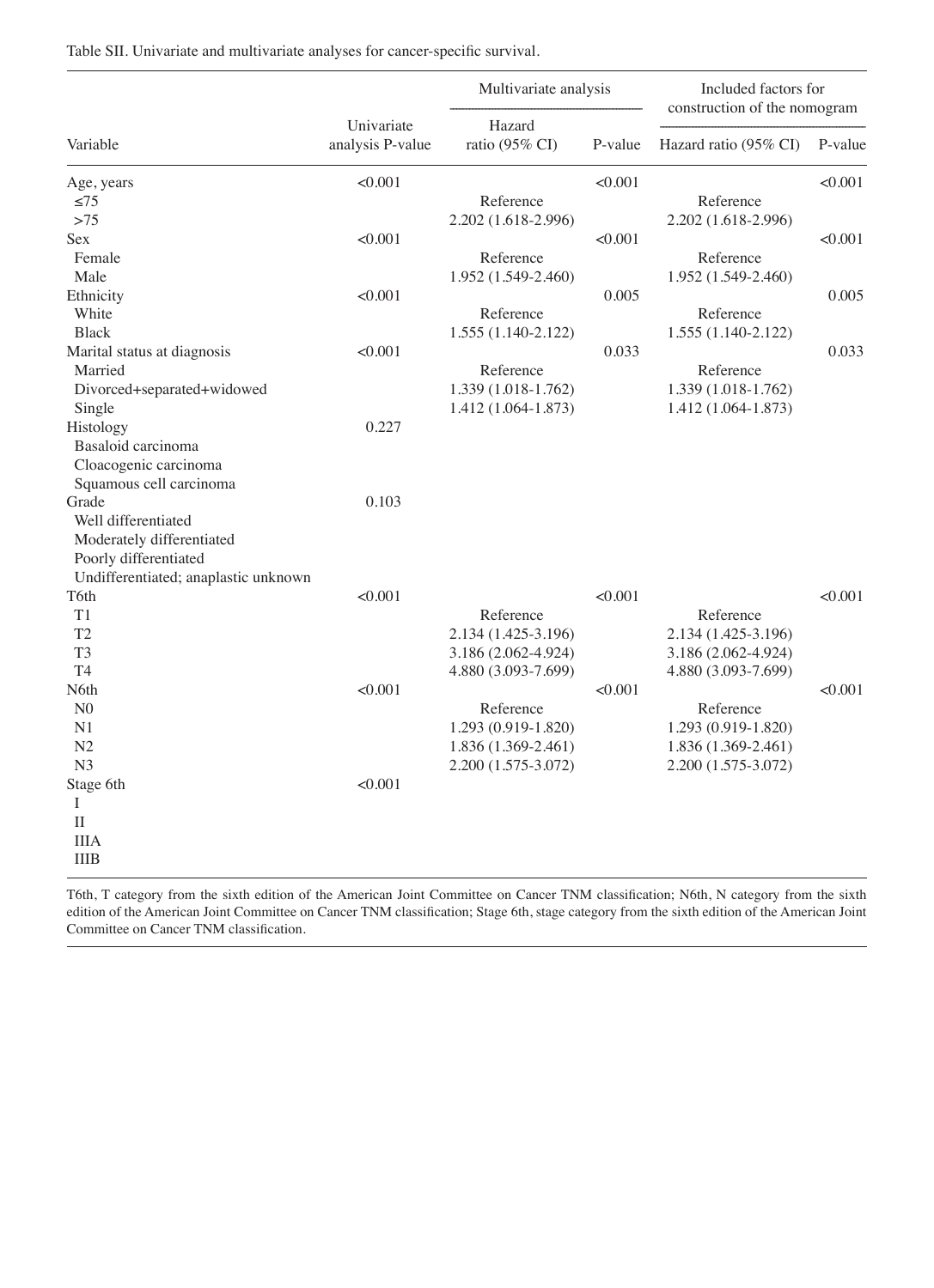Table SII. Univariate and multivariate analyses for cancer-specific survival.

| Variable | Univariate analysis P-value | Multivariate analysis | | Included factors for construction of the nomogram | |
|---|---|---|---|---|---|
| | | Hazard ratio (95% CI) | P-value | Hazard ratio (95% CI) | P-value |
| Age, years | <0.001 | | <0.001 | | <0.001 |
| ≤75 | | Reference | | Reference | |
| >75 | | 2.202 (1.618-2.996) | | 2.202 (1.618-2.996) | |
| Sex | <0.001 | | <0.001 | | <0.001 |
| Female | | Reference | | Reference | |
| Male | | 1.952 (1.549-2.460) | | 1.952 (1.549-2.460) | |
| Ethnicity | <0.001 | | 0.005 | | 0.005 |
| White | | Reference | | Reference | |
| Black | | 1.555 (1.140-2.122) | | 1.555 (1.140-2.122) | |
| Marital status at diagnosis | <0.001 | | 0.033 | | 0.033 |
| Married | | Reference | | Reference | |
| Divorced+separated+widowed | | 1.339 (1.018-1.762) | | 1.339 (1.018-1.762) | |
| Single | | 1.412 (1.064-1.873) | | 1.412 (1.064-1.873) | |
| Histology | 0.227 | | | | |
| Basaloid carcinoma | | | | | |
| Cloacogenic carcinoma | | | | | |
| Squamous cell carcinoma | | | | | |
| Grade | 0.103 | | | | |
| Well differentiated | | | | | |
| Moderately differentiated | | | | | |
| Poorly differentiated | | | | | |
| Undifferentiated; anaplastic unknown | | | | | |
| T6th | <0.001 | | <0.001 | | <0.001 |
| T1 | | Reference | | Reference | |
| T2 | | 2.134 (1.425-3.196) | | 2.134 (1.425-3.196) | |
| T3 | | 3.186 (2.062-4.924) | | 3.186 (2.062-4.924) | |
| T4 | | 4.880 (3.093-7.699) | | 4.880 (3.093-7.699) | |
| N6th | <0.001 | | <0.001 | | <0.001 |
| N0 | | Reference | | Reference | |
| N1 | | 1.293 (0.919-1.820) | | 1.293 (0.919-1.820) | |
| N2 | | 1.836 (1.369-2.461) | | 1.836 (1.369-2.461) | |
| N3 | | 2.200 (1.575-3.072) | | 2.200 (1.575-3.072) | |
| Stage 6th | <0.001 | | | | |
| I | | | | | |
| II | | | | | |
| IIIA | | | | | |
| IIIB | | | | | |

T6th, T category from the sixth edition of the American Joint Committee on Cancer TNM classification; N6th, N category from the sixth edition of the American Joint Committee on Cancer TNM classification; Stage 6th, stage category from the sixth edition of the American Joint Committee on Cancer TNM classification.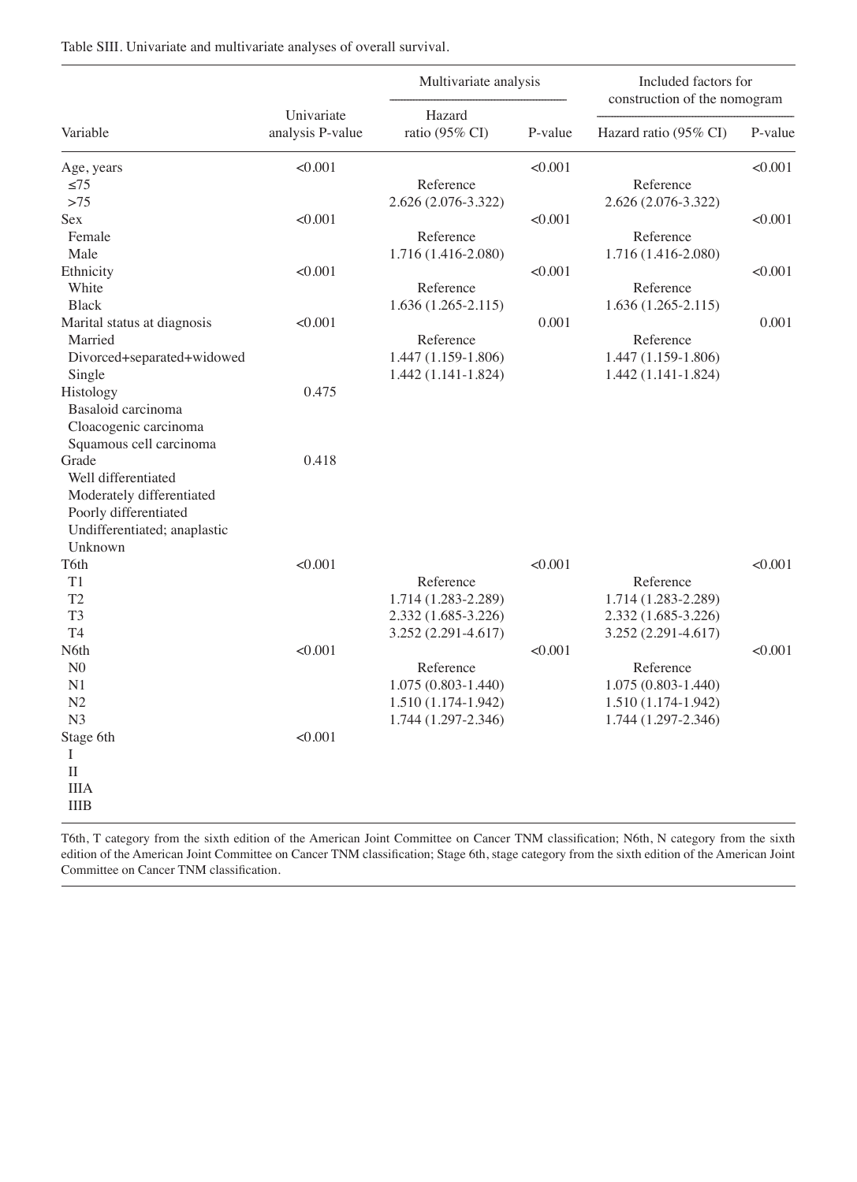Table SIII. Univariate and multivariate analyses of overall survival.

| Variable | Univariate analysis P-value | Multivariate analysis | | Included factors for construction of the nomogram | |
|---|---|---|---|---|---|
| | | Hazard ratio (95% CI) | P-value | Hazard ratio (95% CI) | P-value |
| Age, years | <0.001 | | <0.001 | | <0.001 |
| ≤75 | | Reference | | Reference | |
| >75 | | 2.626 (2.076-3.322) | | 2.626 (2.076-3.322) | |
| Sex | <0.001 | | <0.001 | | <0.001 |
| Female | | Reference | | Reference | |
| Male | | 1.716 (1.416-2.080) | | 1.716 (1.416-2.080) | |
| Ethnicity | <0.001 | | <0.001 | | <0.001 |
| White | | Reference | | Reference | |
| Black | | 1.636 (1.265-2.115) | | 1.636 (1.265-2.115) | |
| Marital status at diagnosis | <0.001 | | 0.001 | | 0.001 |
| Married | | Reference | | Reference | |
| Divorced+separated+widowed | | 1.447 (1.159-1.806) | | 1.447 (1.159-1.806) | |
| Single | | 1.442 (1.141-1.824) | | 1.442 (1.141-1.824) | |
| Histology | 0.475 | | | | |
| Basaloid carcinoma | | | | | |
| Cloacogenic carcinoma | | | | | |
| Squamous cell carcinoma | | | | | |
| Grade | 0.418 | | | | |
| Well differentiated | | | | | |
| Moderately differentiated | | | | | |
| Poorly differentiated | | | | | |
| Undifferentiated; anaplastic | | | | | |
| Unknown | | | | | |
| T6th | <0.001 | | <0.001 | | <0.001 |
| T1 | | Reference | | Reference | |
| T2 | | 1.714 (1.283-2.289) | | 1.714 (1.283-2.289) | |
| T3 | | 2.332 (1.685-3.226) | | 2.332 (1.685-3.226) | |
| T4 | | 3.252 (2.291-4.617) | | 3.252 (2.291-4.617) | |
| N6th | <0.001 | | <0.001 | | <0.001 |
| N0 | | Reference | | Reference | |
| N1 | | 1.075 (0.803-1.440) | | 1.075 (0.803-1.440) | |
| N2 | | 1.510 (1.174-1.942) | | 1.510 (1.174-1.942) | |
| N3 | | 1.744 (1.297-2.346) | | 1.744 (1.297-2.346) | |
| Stage 6th | <0.001 | | | | |
| I | | | | | |
| II | | | | | |
| IIIA | | | | | |
| IIIB | | | | | |

T6th, T category from the sixth edition of the American Joint Committee on Cancer TNM classification; N6th, N category from the sixth edition of the American Joint Committee on Cancer TNM classification; Stage 6th, stage category from the sixth edition of the American Joint Committee on Cancer TNM classification.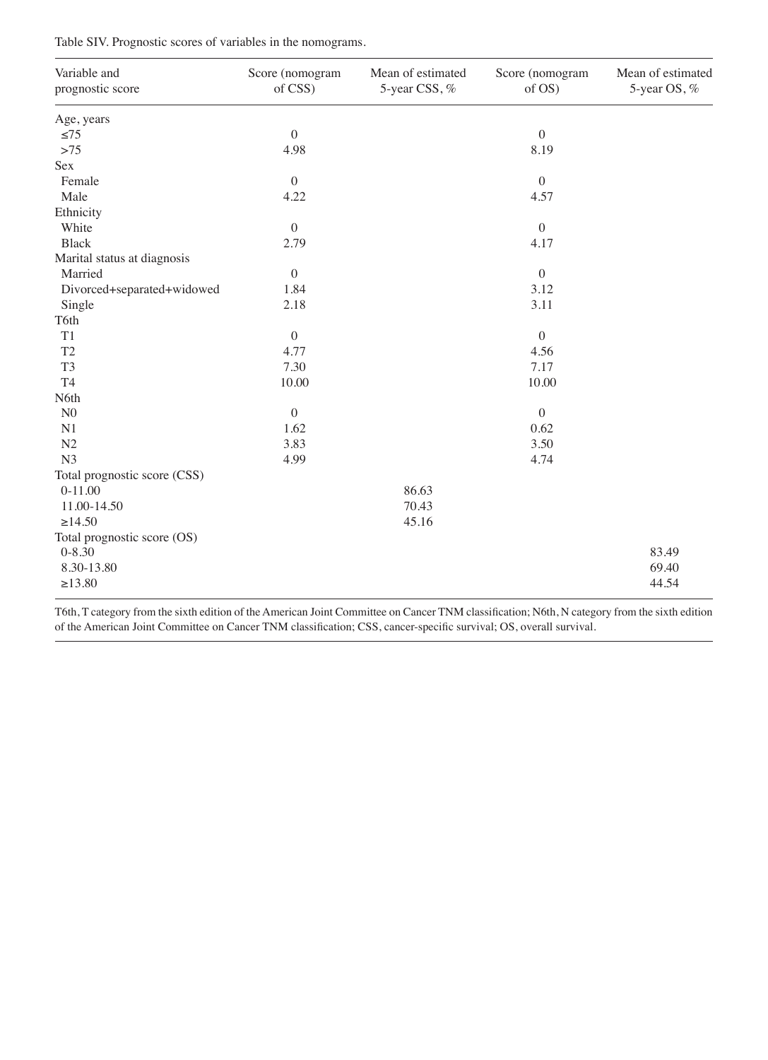Table SIV. Prognostic scores of variables in the nomograms.

| Variable and prognostic score | Score (nomogram of CSS) | Mean of estimated 5-year CSS, % | Score (nomogram of OS) | Mean of estimated 5-year OS, % |
|---|---|---|---|---|
| Age, years | | | | |
| ≤75 | 0 | | 0 | |
| >75 | 4.98 | | 8.19 | |
| Sex | | | | |
| Female | 0 | | 0 | |
| Male | 4.22 | | 4.57 | |
| Ethnicity | | | | |
| White | 0 | | 0 | |
| Black | 2.79 | | 4.17 | |
| Marital status at diagnosis | | | | |
| Married | 0 | | 0 | |
| Divorced+separated+widowed | 1.84 | | 3.12 | |
| Single | 2.18 | | 3.11 | |
| T6th | | | | |
| T1 | 0 | | 0 | |
| T2 | 4.77 | | 4.56 | |
| T3 | 7.30 | | 7.17 | |
| T4 | 10.00 | | 10.00 | |
| N6th | | | | |
| N0 | 0 | | 0 | |
| N1 | 1.62 | | 0.62 | |
| N2 | 3.83 | | 3.50 | |
| N3 | 4.99 | | 4.74 | |
| Total prognostic score (CSS) | | | | |
| 0-11.00 | | 86.63 | | |
| 11.00-14.50 | | 70.43 | | |
| ≥14.50 | | 45.16 | | |
| Total prognostic score (OS) | | | | |
| 0-8.30 | | | | 83.49 |
| 8.30-13.80 | | | | 69.40 |
| ≥13.80 | | | | 44.54 |

T6th, T category from the sixth edition of the American Joint Committee on Cancer TNM classification; N6th, N category from the sixth edition of the American Joint Committee on Cancer TNM classification; CSS, cancer-specific survival; OS, overall survival.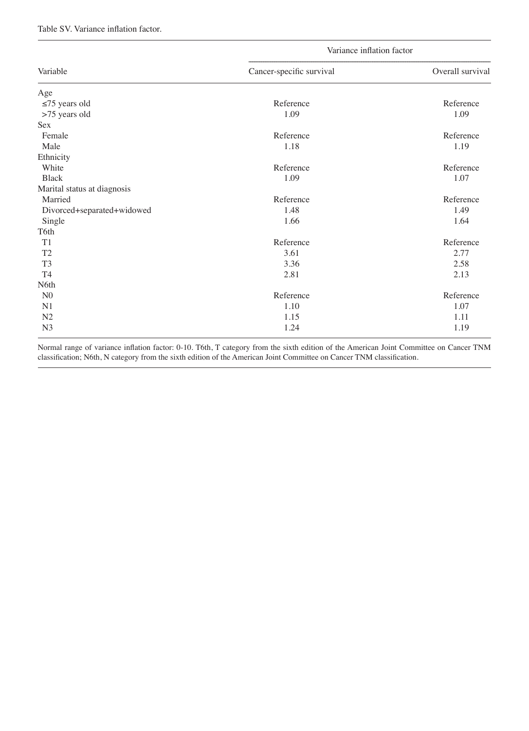Table SV. Variance inflation factor.

| Variable | Variance inflation factor | |
|---|---|---|
| | Cancer-specific survival | Overall survival |
| Age | | |
| ≤75 years old | Reference | Reference |
| >75 years old | 1.09 | 1.09 |
| Sex | | |
| Female | Reference | Reference |
| Male | 1.18 | 1.19 |
| Ethnicity | | |
| White | Reference | Reference |
| Black | 1.09 | 1.07 |
| Marital status at diagnosis | | |
| Married | Reference | Reference |
| Divorced+separated+widowed | 1.48 | 1.49 |
| Single | 1.66 | 1.64 |
| T6th | | |
| T1 | Reference | Reference |
| T2 | 3.61 | 2.77 |
| T3 | 3.36 | 2.58 |
| T4 | 2.81 | 2.13 |
| N6th | | |
| N0 | Reference | Reference |
| N1 | 1.10 | 1.07 |
| N2 | 1.15 | 1.11 |
| N3 | 1.24 | 1.19 |

Normal range of variance inflation factor: 0-10. T6th, T category from the sixth edition of the American Joint Committee on Cancer TNM classification; N6th, N category from the sixth edition of the American Joint Committee on Cancer TNM classification.